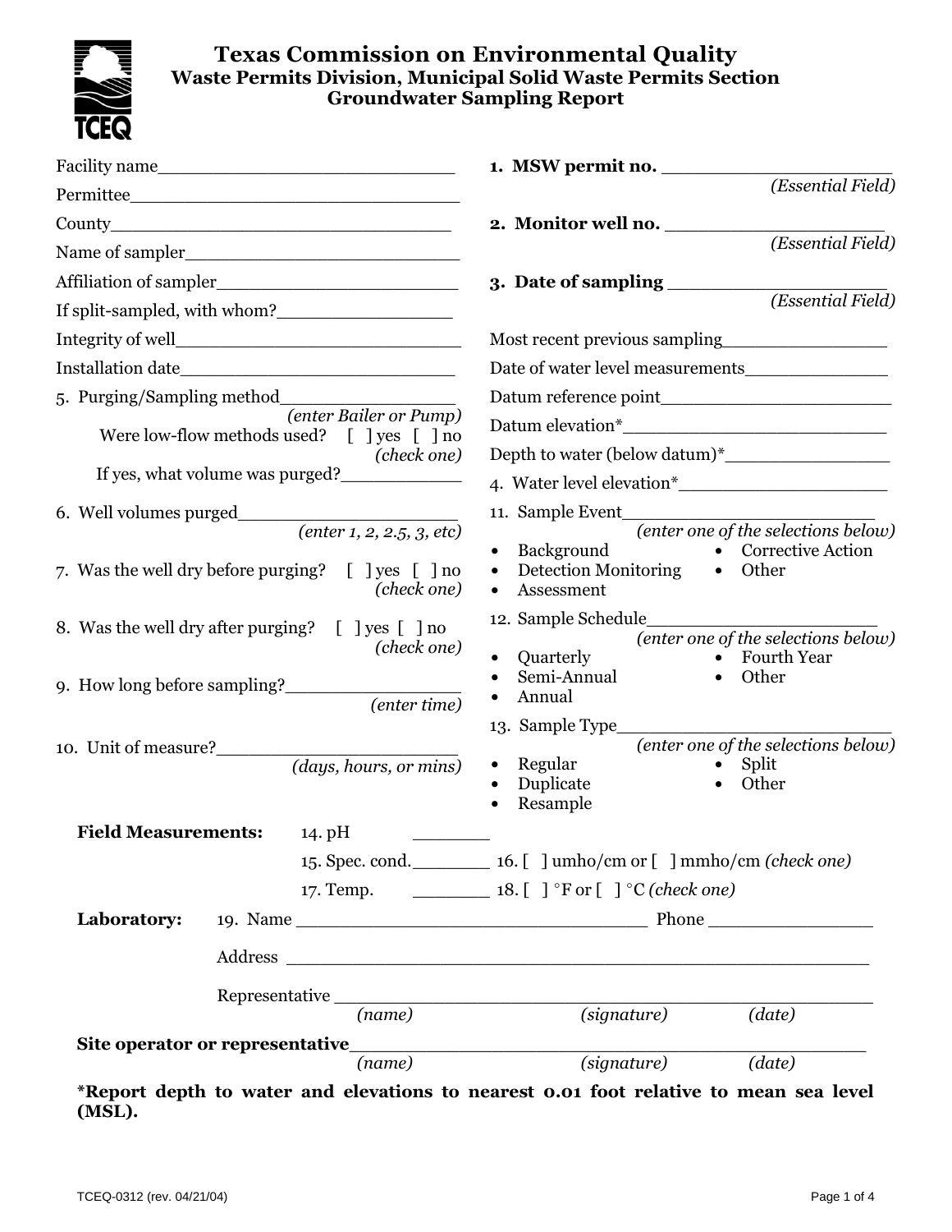# Texas Commission on Environmental Quality

## Waste Permits Division, Municipal Solid Waste Permits Section

## Groundwater Sampling Report

Facility name___________________________

Permittee______________________________

County_________________________________

Name of sampler_________________________

Affiliation of sampler_____________________

If split-sampled, with whom?_______________

Integrity of well_________________________

Installation date_________________________

5. Purging/Sampling method________________ *(enter Bailer or Pump)*

   Were low-flow methods used? [ ] yes [ ] no *(check one)*

   If yes, what volume was purged?___________

6. Well volumes purged____________________ *(enter 1, 2, 2.5, 3, etc)*

7. Was the well dry before purging? [ ] yes [ ] no *(check one)*

8. Was the well dry after purging? [ ] yes [ ] no *(check one)*

9. How long before sampling?________________ *(enter time)*

10. Unit of measure?_______________________ *(days, hours, or mins)*

**1. MSW permit no.** ____________________ *(Essential Field)*

**2. Monitor well no.** ___________________ *(Essential Field)*

**3. Date of sampling** ___________________ *(Essential Field)*

Most recent previous sampling_______________

Date of water level measurements_____________

Datum reference point______________________

Datum elevation*__________________________

Depth to water (below datum)*_______________

4. Water level elevation*____________________

11. Sample Event_________________________ *(enter one of the selections below)*
- Background
- Detection Monitoring
- Assessment
- Corrective Action
- Other

12. Sample Schedule_______________________ *(enter one of the selections below)*
- Quarterly
- Semi-Annual
- Annual
- Fourth Year
- Other

13. Sample Type__________________________ *(enter one of the selections below)*
- Regular
- Duplicate
- Resample
- Split
- Other

**Field Measurements:** 14. pH _______

15. Spec. cond._______ 16. [ ] umho/cm or [ ] mmho/cm *(check one)*

17. Temp. _______ 18. [ ] °F or [ ] °C *(check one)*

**Laboratory:** 19. Name ______________________________ Phone _______________

Address ____________________________________________________

Representative ______________________________________________
*(name)* *(signature)* *(date)*

**Site operator or representative**_____________________________________________
*(name)* *(signature)* *(date)*

**\*Report depth to water and elevations to nearest 0.01 foot relative to mean sea level (MSL).**

TCEQ-0312 (rev. 04/21/04)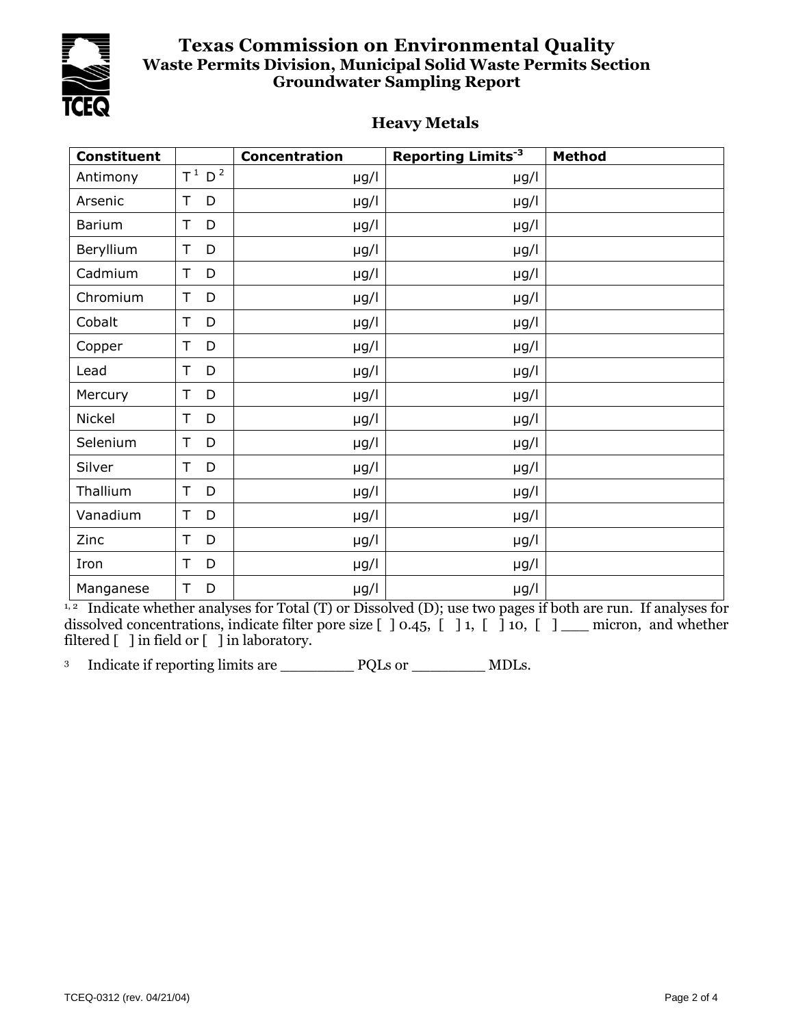# Texas Commission on Environmental Quality

### Waste Permits Division, Municipal Solid Waste Permits Section

### Groundwater Sampling Report

## Heavy Metals

| Constituent | | Concentration | Reporting Limits[3] | Method |
|---|---|---|---|---|
| Antimony | T[1] D[2] | µg/l | µg/l | |
| Arsenic | T D | µg/l | µg/l | |
| Barium | T D | µg/l | µg/l | |
| Beryllium | T D | µg/l | µg/l | |
| Cadmium | T D | µg/l | µg/l | |
| Chromium | T D | µg/l | µg/l | |
| Cobalt | T D | µg/l | µg/l | |
| Copper | T D | µg/l | µg/l | |
| Lead | T D | µg/l | µg/l | |
| Mercury | T D | µg/l | µg/l | |
| Nickel | T D | µg/l | µg/l | |
| Selenium | T D | µg/l | µg/l | |
| Silver | T D | µg/l | µg/l | |
| Thallium | T D | µg/l | µg/l | |
| Vanadium | T D | µg/l | µg/l | |
| Zinc | T D | µg/l | µg/l | |
| Iron | T D | µg/l | µg/l | |
| Manganese | T D | µg/l | µg/l | |

[1, 2] Indicate whether analyses for Total (T) or Dissolved (D); use two pages if both are run. If analyses for dissolved concentrations, indicate filter pore size [ ] 0.45, [ ] 1, [ ] 10, [ ] ___ micron, and whether filtered [ ] in field or [ ] in laboratory.

[3] Indicate if reporting limits are ________ PQLs or ________ MDLs.

TCEQ-0312 (rev. 04/21/04)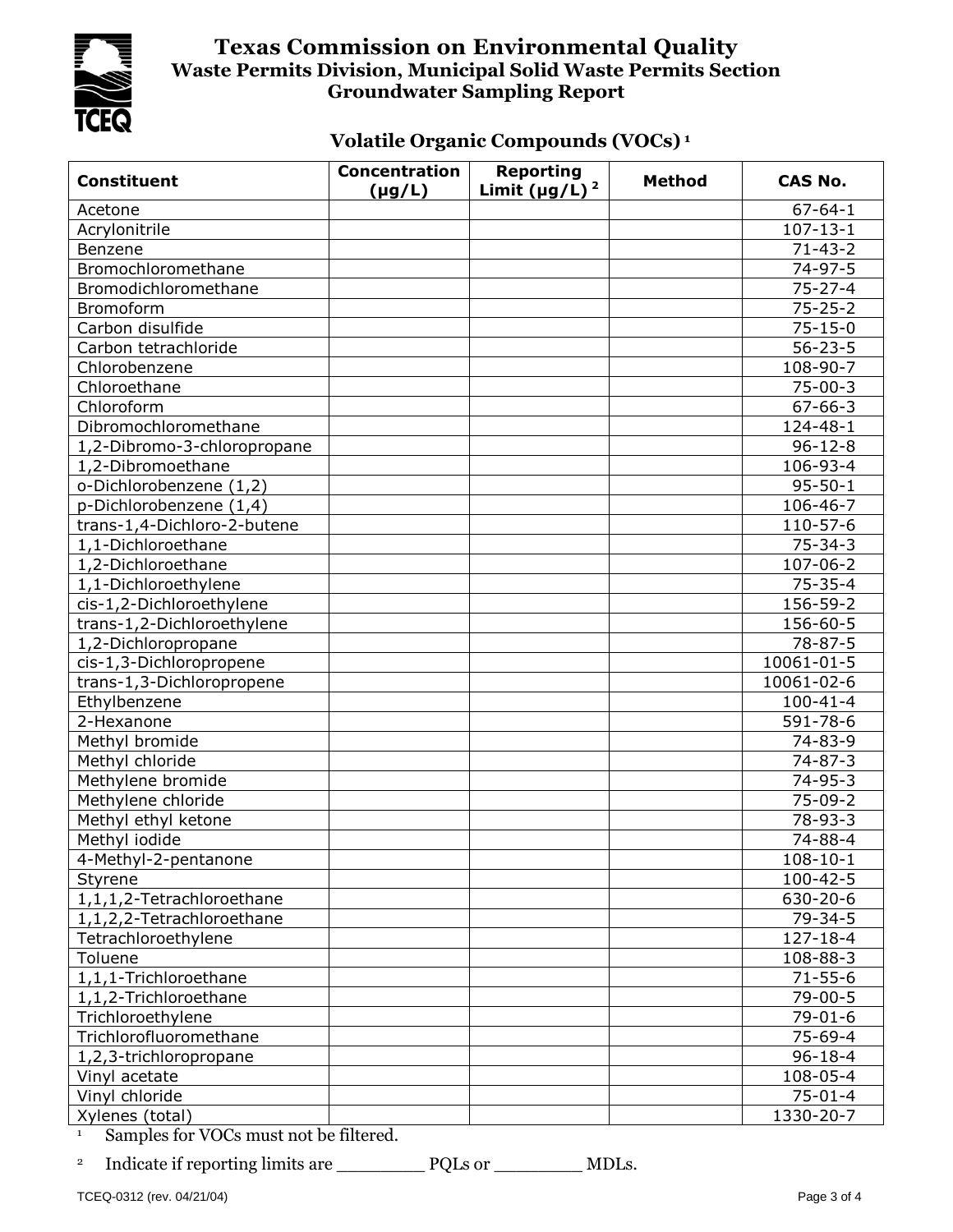# Texas Commission on Environmental Quality

## Waste Permits Division, Municipal Solid Waste Permits Section

## Groundwater Sampling Report

### Volatile Organic Compounds (VOCs) [1]

| Constituent | Concentration (μg/L) | Reporting Limit (μg/L) [2] | Method | CAS No. |
|---|---|---|---|---|
| Acetone | | | | 67-64-1 |
| Acrylonitrile | | | | 107-13-1 |
| Benzene | | | | 71-43-2 |
| Bromochloromethane | | | | 74-97-5 |
| Bromodichloromethane | | | | 75-27-4 |
| Bromoform | | | | 75-25-2 |
| Carbon disulfide | | | | 75-15-0 |
| Carbon tetrachloride | | | | 56-23-5 |
| Chlorobenzene | | | | 108-90-7 |
| Chloroethane | | | | 75-00-3 |
| Chloroform | | | | 67-66-3 |
| Dibromochloromethane | | | | 124-48-1 |
| 1,2-Dibromo-3-chloropropane | | | | 96-12-8 |
| 1,2-Dibromoethane | | | | 106-93-4 |
| o-Dichlorobenzene (1,2) | | | | 95-50-1 |
| p-Dichlorobenzene (1,4) | | | | 106-46-7 |
| trans-1,4-Dichloro-2-butene | | | | 110-57-6 |
| 1,1-Dichloroethane | | | | 75-34-3 |
| 1,2-Dichloroethane | | | | 107-06-2 |
| 1,1-Dichloroethylene | | | | 75-35-4 |
| cis-1,2-Dichloroethylene | | | | 156-59-2 |
| trans-1,2-Dichloroethylene | | | | 156-60-5 |
| 1,2-Dichloropropane | | | | 78-87-5 |
| cis-1,3-Dichloropropene | | | | 10061-01-5 |
| trans-1,3-Dichloropropene | | | | 10061-02-6 |
| Ethylbenzene | | | | 100-41-4 |
| 2-Hexanone | | | | 591-78-6 |
| Methyl bromide | | | | 74-83-9 |
| Methyl chloride | | | | 74-87-3 |
| Methylene bromide | | | | 74-95-3 |
| Methylene chloride | | | | 75-09-2 |
| Methyl ethyl ketone | | | | 78-93-3 |
| Methyl iodide | | | | 74-88-4 |
| 4-Methyl-2-pentanone | | | | 108-10-1 |
| Styrene | | | | 100-42-5 |
| 1,1,1,2-Tetrachloroethane | | | | 630-20-6 |
| 1,1,2,2-Tetrachloroethane | | | | 79-34-5 |
| Tetrachloroethylene | | | | 127-18-4 |
| Toluene | | | | 108-88-3 |
| 1,1,1-Trichloroethane | | | | 71-55-6 |
| 1,1,2-Trichloroethane | | | | 79-00-5 |
| Trichloroethylene | | | | 79-01-6 |
| Trichlorofluoromethane | | | | 75-69-4 |
| 1,2,3-trichloropropane | | | | 96-18-4 |
| Vinyl acetate | | | | 108-05-4 |
| Vinyl chloride | | | | 75-01-4 |
| Xylenes (total) | | | | 1330-20-7 |

[1] Samples for VOCs must not be filtered.

[2] Indicate if reporting limits are ________ PQLs or ________ MDLs.

TCEQ-0312 (rev. 04/21/04)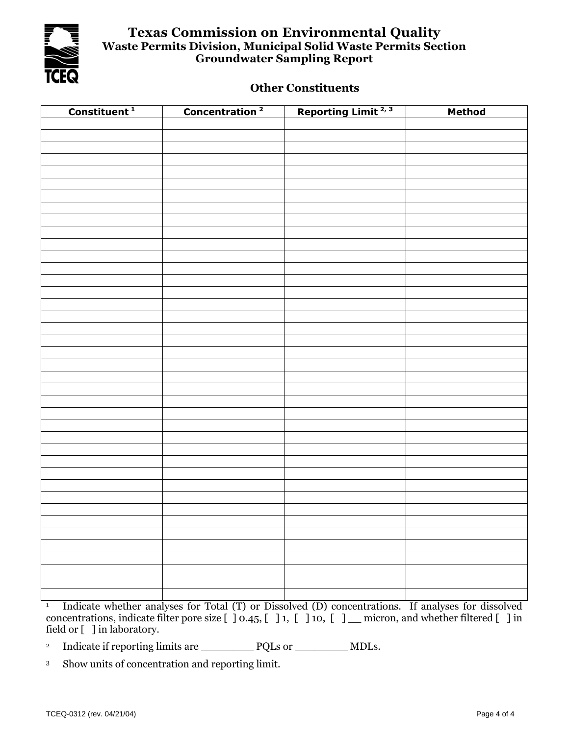# Texas Commission on Environmental Quality
## Waste Permits Division, Municipal Solid Waste Permits Section
## Groundwater Sampling Report

### Other Constituents

| Constituent [1] | Concentration [2] | Reporting Limit [2, 3] | Method |
|---|---|---|---|
| | | | |
| | | | |
| | | | |
| | | | |
| | | | |
| | | | |
| | | | |
| | | | |
| | | | |
| | | | |
| | | | |
| | | | |
| | | | |
| | | | |
| | | | |
| | | | |
| | | | |
| | | | |
| | | | |
| | | | |
| | | | |
| | | | |
| | | | |
| | | | |
| | | | |
| | | | |
| | | | |
| | | | |
| | | | |
| | | | |
| | | | |
| | | | |
| | | | |
| | | | |
| | | | |
| | | | |
| | | | |
| | | | |
| | | | |
| | | | |
| | | | |

[1] Indicate whether analyses for Total (T) or Dissolved (D) concentrations. If analyses for dissolved concentrations, indicate filter pore size [ ] 0.45, [ ] 1, [ ] 10, [ ] __ micron, and whether filtered [ ] in field or [ ] in laboratory.

[2] Indicate if reporting limits are ________ PQLs or ________ MDLs.

[3] Show units of concentration and reporting limit.

TCEQ-0312 (rev. 04/21/04)